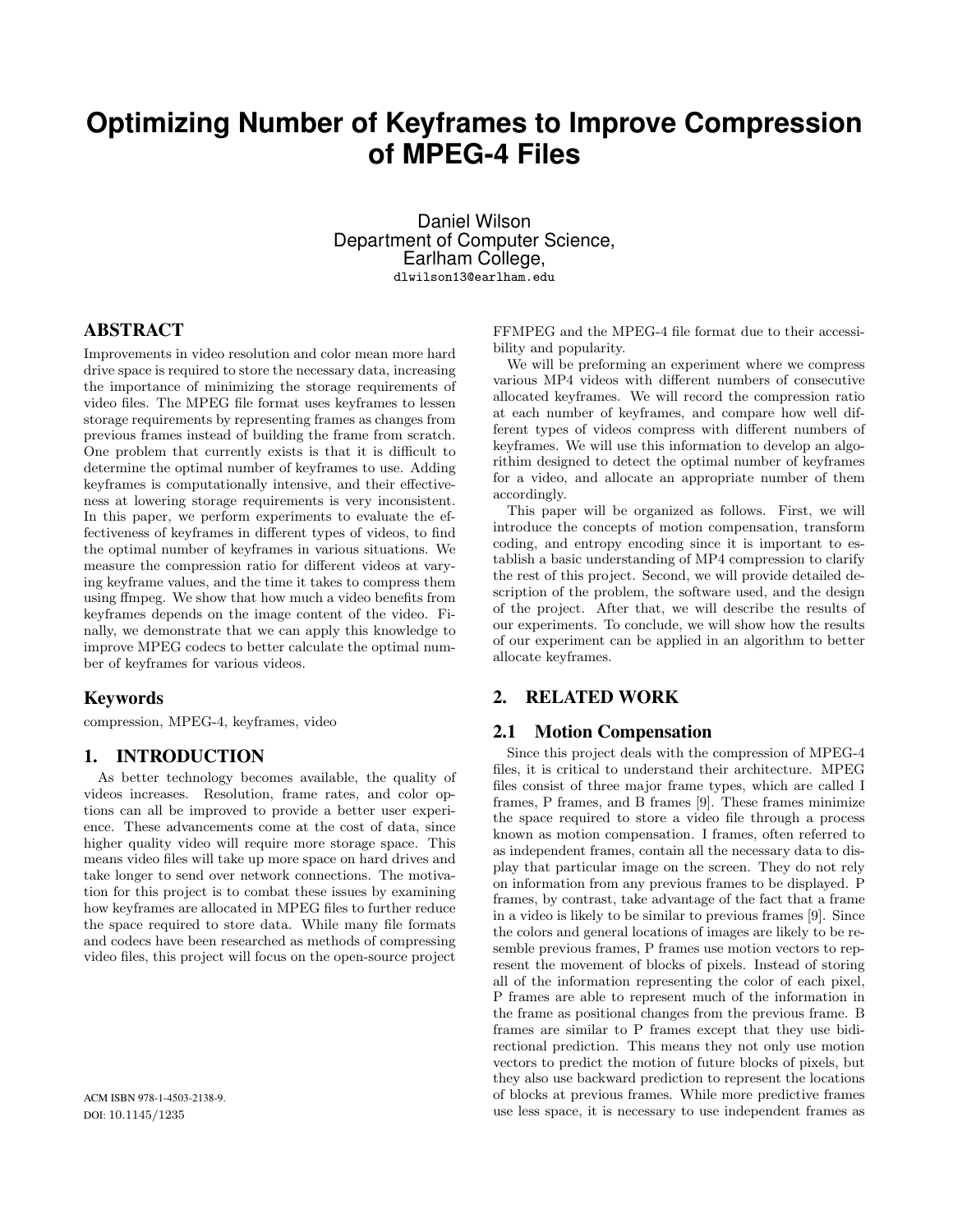# Optimizing Number of Keyframes to Improve Compression of MPEG-4 Files

Daniel Wilson
Department of Computer Science,
Earlham College,
dlwilson13@earlham.edu

## ABSTRACT

Improvements in video resolution and color mean more hard drive space is required to store the necessary data, increasing the importance of minimizing the storage requirements of video files. The MPEG file format uses keyframes to lessen storage requirements by representing frames as changes from previous frames instead of building the frame from scratch. One problem that currently exists is that it is difficult to determine the optimal number of keyframes to use. Adding keyframes is computationally intensive, and their effectiveness at lowering storage requirements is very inconsistent. In this paper, we perform experiments to evaluate the effectiveness of keyframes in different types of videos, to find the optimal number of keyframes in various situations. We measure the compression ratio for different videos at varying keyframe values, and the time it takes to compress them using ffmpeg. We show that how much a video benefits from keyframes depends on the image content of the video. Finally, we demonstrate that we can apply this knowledge to improve MPEG codecs to better calculate the optimal number of keyframes for various videos.

### Keywords

compression, MPEG-4, keyframes, video

## 1. INTRODUCTION

As better technology becomes available, the quality of videos increases. Resolution, frame rates, and color options can all be improved to provide a better user experience. These advancements come at the cost of data, since higher quality video will require more storage space. This means video files will take up more space on hard drives and take longer to send over network connections. The motivation for this project is to combat these issues by examining how keyframes are allocated in MPEG files to further reduce the space required to store data. While many file formats and codecs have been researched as methods of compressing video files, this project will focus on the open-source project FFMPEG and the MPEG-4 file format due to their accessibility and popularity.

We will be preforming an experiment where we compress various MP4 videos with different numbers of consecutive allocated keyframes. We will record the compression ratio at each number of keyframes, and compare how well different types of videos compress with different numbers of keyframes. We will use this information to develop an algorithim designed to detect the optimal number of keyframes for a video, and allocate an appropriate number of them accordingly.

This paper will be organized as follows. First, we will introduce the concepts of motion compensation, transform coding, and entropy encoding since it is important to establish a basic understanding of MP4 compression to clarify the rest of this project. Second, we will provide detailed description of the problem, the software used, and the design of the project. After that, we will describe the results of our experiments. To conclude, we will show how the results of our experiment can be applied in an algorithm to better allocate keyframes.

## 2. RELATED WORK

### 2.1 Motion Compensation

Since this project deals with the compression of MPEG-4 files, it is critical to understand their architecture. MPEG files consist of three major frame types, which are called I frames, P frames, and B frames [9]. These frames minimize the space required to store a video file through a process known as motion compensation. I frames, often referred to as independent frames, contain all the necessary data to display that particular image on the screen. They do not rely on information from any previous frames to be displayed. P frames, by contrast, take advantage of the fact that a frame in a video is likely to be similar to previous frames [9]. Since the colors and general locations of images are likely to be resemble previous frames, P frames use motion vectors to represent the movement of blocks of pixels. Instead of storing all of the information representing the color of each pixel, P frames are able to represent much of the information in the frame as positional changes from the previous frame. B frames are similar to P frames except that they use bidirectional prediction. This means they not only use motion vectors to predict the motion of future blocks of pixels, but they also use backward prediction to represent the locations of blocks at previous frames. While more predictive frames use less space, it is necessary to use independent frames as

ACM ISBN 978-1-4503-2138-9.
DOI: 10.1145/1235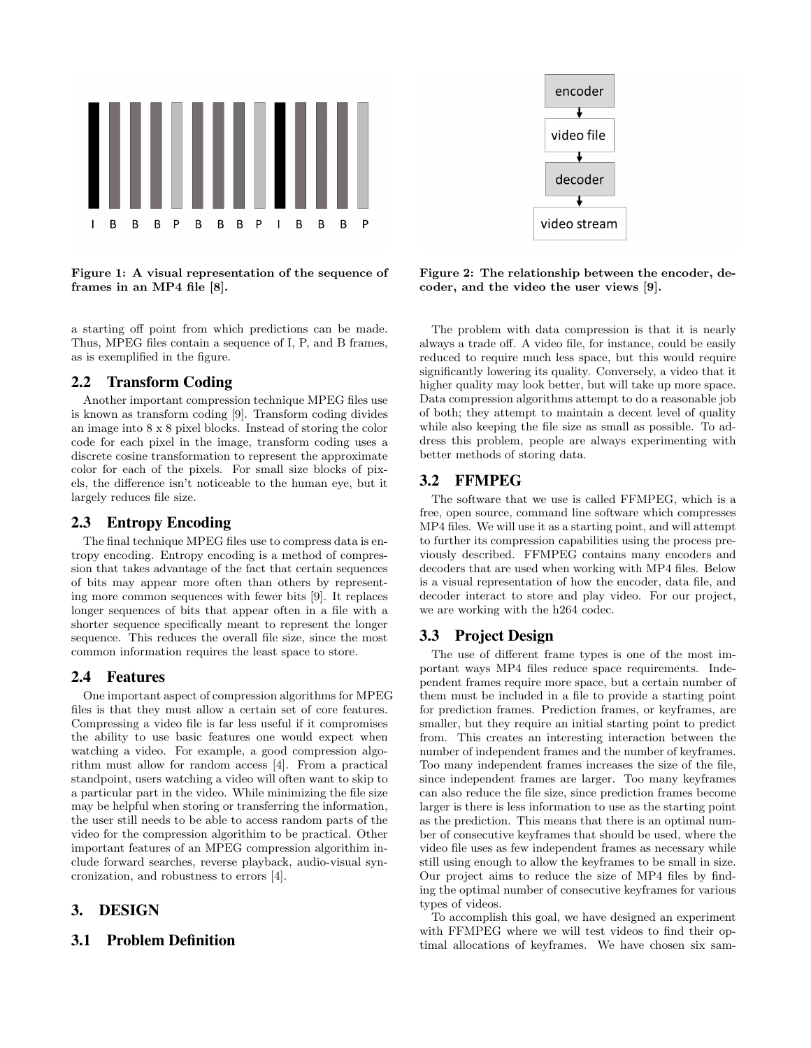Figure 1: A visual representation of the sequence of frames in an MP4 file [8].

Figure 2: The relationship between the encoder, decoder, and the video the user views [9].

a starting off point from which predictions can be made. Thus, MPEG files contain a sequence of I, P, and B frames, as is exemplified in the figure.

## 2.2 Transform Coding

Another important compression technique MPEG files use is known as transform coding [9]. Transform coding divides an image into 8 x 8 pixel blocks. Instead of storing the color code for each pixel in the image, transform coding uses a discrete cosine transformation to represent the approximate color for each of the pixels. For small size blocks of pixels, the difference isn't noticeable to the human eye, but it largely reduces file size.

## 2.3 Entropy Encoding

The final technique MPEG files use to compress data is entropy encoding. Entropy encoding is a method of compression that takes advantage of the fact that certain sequences of bits may appear more often than others by representing more common sequences with fewer bits [9]. It replaces longer sequences of bits that appear often in a file with a shorter sequence specifically meant to represent the longer sequence. This reduces the overall file size, since the most common information requires the least space to store.

## 2.4 Features

One important aspect of compression algorithms for MPEG files is that they must allow a certain set of core features. Compressing a video file is far less useful if it compromises the ability to use basic features one would expect when watching a video. For example, a good compression algorithm must allow for random access [4]. From a practical standpoint, users watching a video will often want to skip to a particular part in the video. While minimizing the file size may be helpful when storing or transferring the information, the user still needs to be able to access random parts of the video for the compression algorithim to be practical. Other important features of an MPEG compression algorithim include forward searches, reverse playback, audio-visual syncronization, and robustness to errors [4].

# 3. DESIGN

## 3.1 Problem Definition

The problem with data compression is that it is nearly always a trade off. A video file, for instance, could be easily reduced to require much less space, but this would require significantly lowering its quality. Conversely, a video that it higher quality may look better, but will take up more space. Data compression algorithms attempt to do a reasonable job of both; they attempt to maintain a decent level of quality while also keeping the file size as small as possible. To address this problem, people are always experimenting with better methods of storing data.

## 3.2 FFMPEG

The software that we use is called FFMPEG, which is a free, open source, command line software which compresses MP4 files. We will use it as a starting point, and will attempt to further its compression capabilities using the process previously described. FFMPEG contains many encoders and decoders that are used when working with MP4 files. Below is a visual representation of how the encoder, data file, and decoder interact to store and play video. For our project, we are working with the h264 codec.

## 3.3 Project Design

The use of different frame types is one of the most important ways MP4 files reduce space requirements. Independent frames require more space, but a certain number of them must be included in a file to provide a starting point for prediction frames. Prediction frames, or keyframes, are smaller, but they require an initial starting point to predict from. This creates an interesting interaction between the number of independent frames and the number of keyframes. Too many independent frames increases the size of the file, since independent frames are larger. Too many keyframes can also reduce the file size, since prediction frames become larger is there is less information to use as the starting point as the prediction. This means that there is an optimal number of consecutive keyframes that should be used, where the video file uses as few independent frames as necessary while still using enough to allow the keyframes to be small in size. Our project aims to reduce the size of MP4 files by finding the optimal number of consecutive keyframes for various types of videos.

To accomplish this goal, we have designed an experiment with FFMPEG where we will test videos to find their optimal allocations of keyframes. We have chosen six sam-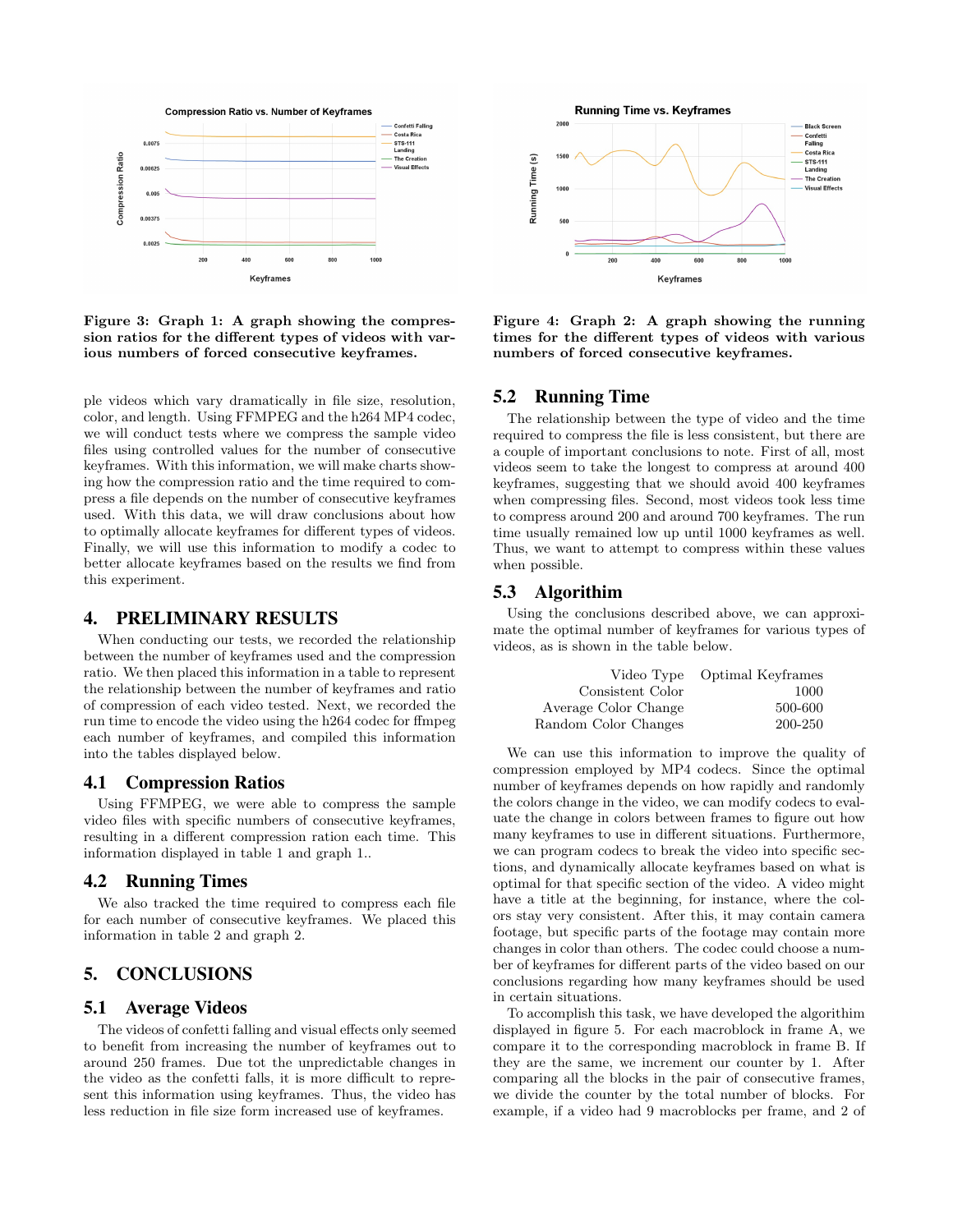**Figure 3: Graph 1: A graph showing the compression ratios for the different types of videos with various numbers of forced consecutive keyframes.**

**Figure 4: Graph 2: A graph showing the running times for the different types of videos with various numbers of forced consecutive keyframes.**

ple videos which vary dramatically in file size, resolution, color, and length. Using FFMPEG and the h264 MP4 codec, we will conduct tests where we compress the sample video files using controlled values for the number of consecutive keyframes. With this information, we will make charts showing how the compression ratio and the time required to compress a file depends on the number of consecutive keyframes used. With this data, we will draw conclusions about how to optimally allocate keyframes for different types of videos. Finally, we will use this information to modify a codec to better allocate keyframes based on the results we find from this experiment.

## 4. PRELIMINARY RESULTS

When conducting our tests, we recorded the relationship between the number of keyframes used and the compression ratio. We then placed this information in a table to represent the relationship between the number of keyframes and ratio of compression of each video tested. Next, we recorded the run time to encode the video using the h264 codec for ffmpeg each number of keyframes, and compiled this information into the tables displayed below.

### 4.1 Compression Ratios

Using FFMPEG, we were able to compress the sample video files with specific numbers of consecutive keyframes, resulting in a different compression ration each time. This information displayed in table 1 and graph 1..

### 4.2 Running Times

We also tracked the time required to compress each file for each number of consecutive keyframes. We placed this information in table 2 and graph 2.

## 5. CONCLUSIONS

### 5.1 Average Videos

The videos of confetti falling and visual effects only seemed to benefit from increasing the number of keyframes out to around 250 frames. Due tot the unpredictable changes in the video as the confetti falls, it is more difficult to represent this information using keyframes. Thus, the video has less reduction in file size form increased use of keyframes.

### 5.2 Running Time

The relationship between the type of video and the time required to compress the file is less consistent, but there are a couple of important conclusions to note. First of all, most videos seem to take the longest to compress at around 400 keyframes, suggesting that we should avoid 400 keyframes when compressing files. Second, most videos took less time to compress around 200 and around 700 keyframes. The run time usually remained low up until 1000 keyframes as well. Thus, we want to attempt to compress within these values when possible.

### 5.3 Algorithim

Using the conclusions described above, we can approximate the optimal number of keyframes for various types of videos, as is shown in the table below.

| Video Type | Optimal Keyframes |
|---|---|
| Consistent Color | 1000 |
| Average Color Change | 500-600 |
| Random Color Changes | 200-250 |

We can use this information to improve the quality of compression employed by MP4 codecs. Since the optimal number of keyframes depends on how rapidly and randomly the colors change in the video, we can modify codecs to evaluate the change in colors between frames to figure out how many keyframes to use in different situations. Furthermore, we can program codecs to break the video into specific sections, and dynamically allocate keyframes based on what is optimal for that specific section of the video. A video might have a title at the beginning, for instance, where the colors stay very consistent. After this, it may contain camera footage, but specific parts of the footage may contain more changes in color than others. The codec could choose a number of keyframes for different parts of the video based on our conclusions regarding how many keyframes should be used in certain situations.

To accomplish this task, we have developed the algorithm displayed in figure 5. For each macroblock in frame A, we compare it to the corresponding macroblock in frame B. If they are the same, we increment our counter by 1. After comparing all the blocks in the pair of consecutive frames, we divide the counter by the total number of blocks. For example, if a video had 9 macroblocks per frame, and 2 of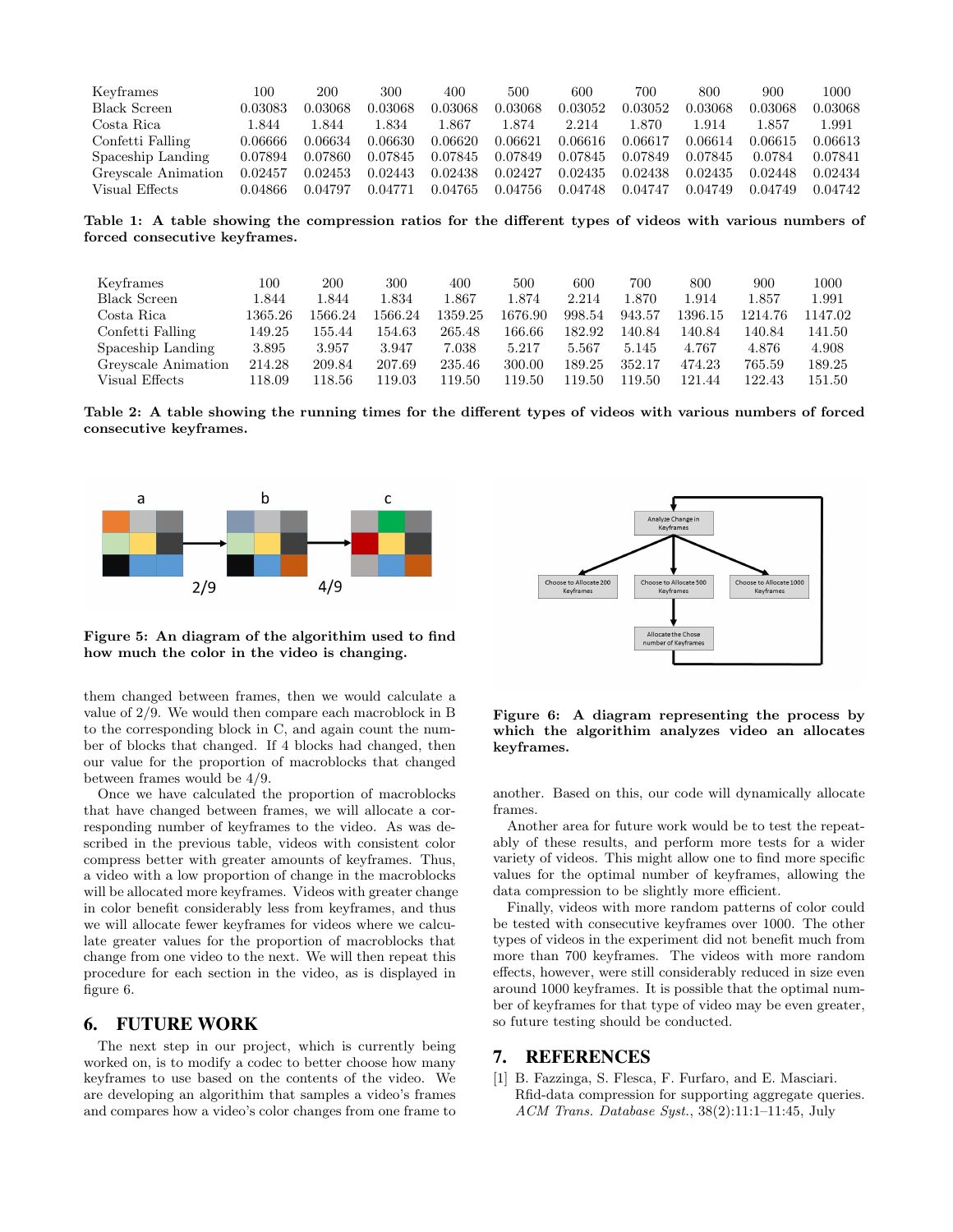| Keyframes | 100 | 200 | 300 | 400 | 500 | 600 | 700 | 800 | 900 | 1000 |
|---|---|---|---|---|---|---|---|---|---|---|
| Black Screen | 0.03083 | 0.03068 | 0.03068 | 0.03068 | 0.03068 | 0.03052 | 0.03052 | 0.03068 | 0.03068 | 0.03068 |
| Costa Rica | 1.844 | 1.844 | 1.834 | 1.867 | 1.874 | 2.214 | 1.870 | 1.914 | 1.857 | 1.991 |
| Confetti Falling | 0.06666 | 0.06634 | 0.06630 | 0.06620 | 0.06621 | 0.06616 | 0.06617 | 0.06614 | 0.06615 | 0.06613 |
| Spaceship Landing | 0.07894 | 0.07860 | 0.07845 | 0.07845 | 0.07849 | 0.07845 | 0.07849 | 0.07845 | 0.0784 | 0.07841 |
| Greyscale Animation | 0.02457 | 0.02453 | 0.02443 | 0.02438 | 0.02427 | 0.02435 | 0.02438 | 0.02435 | 0.02448 | 0.02434 |
| Visual Effects | 0.04866 | 0.04797 | 0.04771 | 0.04765 | 0.04756 | 0.04748 | 0.04747 | 0.04749 | 0.04749 | 0.04742 |

**Table 1: A table showing the compression ratios for the different types of videos with various numbers of forced consecutive keyframes.**

| Keyframes | 100 | 200 | 300 | 400 | 500 | 600 | 700 | 800 | 900 | 1000 |
|---|---|---|---|---|---|---|---|---|---|---|
| Black Screen | 1.844 | 1.844 | 1.834 | 1.867 | 1.874 | 2.214 | 1.870 | 1.914 | 1.857 | 1.991 |
| Costa Rica | 1365.26 | 1566.24 | 1566.24 | 1359.25 | 1676.90 | 998.54 | 943.57 | 1396.15 | 1214.76 | 1147.02 |
| Confetti Falling | 149.25 | 155.44 | 154.63 | 265.48 | 166.66 | 182.92 | 140.84 | 140.84 | 140.84 | 141.50 |
| Spaceship Landing | 3.895 | 3.957 | 3.947 | 7.038 | 5.217 | 5.567 | 5.145 | 4.767 | 4.876 | 4.908 |
| Greyscale Animation | 214.28 | 209.84 | 207.69 | 235.46 | 300.00 | 189.25 | 352.17 | 474.23 | 765.59 | 189.25 |
| Visual Effects | 118.09 | 118.56 | 119.03 | 119.50 | 119.50 | 119.50 | 119.50 | 121.44 | 122.43 | 151.50 |

**Table 2: A table showing the running times for the different types of videos with various numbers of forced consecutive keyframes.**

**Figure 5: An diagram of the algorithim used to find how much the color in the video is changing.**

them changed between frames, then we would calculate a value of 2/9. We would then compare each macroblock in B to the corresponding block in C, and again count the number of blocks that changed. If 4 blocks had changed, then our value for the proportion of macroblocks that changed between frames would be 4/9.

Once we have calculated the proportion of macroblocks that have changed between frames, we will allocate a corresponding number of keyframes to the video. As was described in the previous table, videos with consistent color compress better with greater amounts of keyframes. Thus, a video with a low proportion of change in the macroblocks will be allocated more keyframes. Videos with greater change in color benefit considerably less from keyframes, and thus we will allocate fewer keyframes for videos where we calculate greater values for the proportion of macroblocks that change from one video to the next. We will then repeat this procedure for each section in the video, as is displayed in figure 6.

**Figure 6: A diagram representing the process by which the algorithim analyzes video an allocates keyframes.**

## 6. FUTURE WORK

The next step in our project, which is currently being worked on, is to modify a codec to better choose how many keyframes to use based on the contents of the video. We are developing an algorithm that samples a video's frames and compares how a video's color changes from one frame to another. Based on this, our code will dynamically allocate frames.

Another area for future work would be to test the repeatably of these results, and perform more tests for a wider variety of videos. This might allow one to find more specific values for the optimal number of keyframes, allowing the data compression to be slightly more efficient.

Finally, videos with more random patterns of color could be tested with consecutive keyframes over 1000. The other types of videos in the experiment did not benefit much from more than 700 keyframes. The videos with more random effects, however, were still considerably reduced in size even around 1000 keyframes. It is possible that the optimal number of keyframes for that type of video may be even greater, so future testing should be conducted.

## 7. REFERENCES

[1] B. Fazzinga, S. Flesca, F. Furfaro, and E. Masciari. Rfid-data compression for supporting aggregate queries. *ACM Trans. Database Syst.*, 38(2):11:1–11:45, July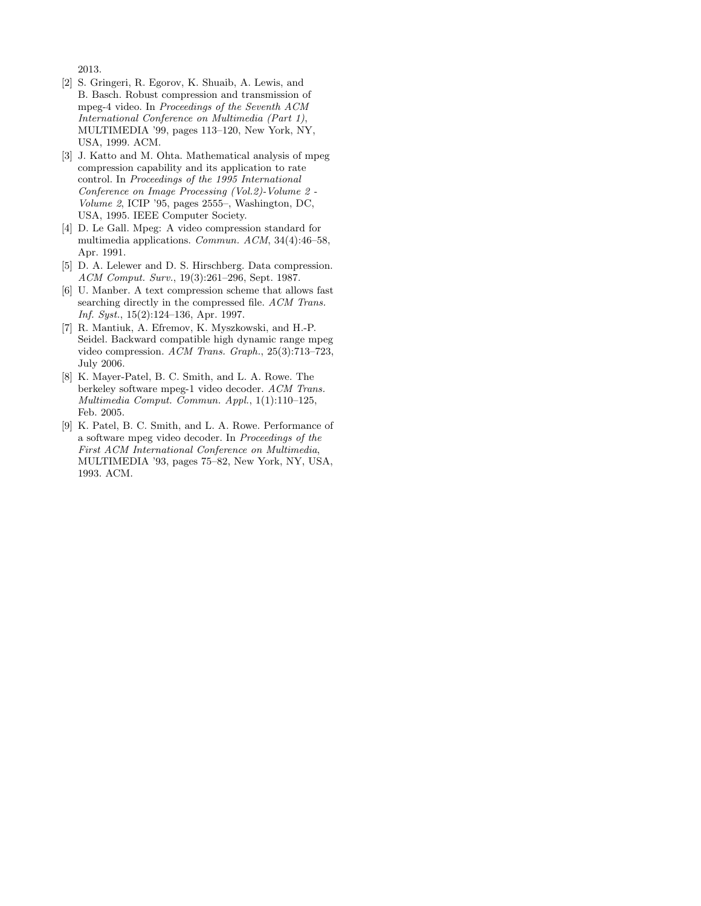2013.

[2] S. Gringeri, R. Egorov, K. Shuaib, A. Lewis, and B. Basch. Robust compression and transmission of mpeg-4 video. In *Proceedings of the Seventh ACM International Conference on Multimedia (Part 1)*, MULTIMEDIA '99, pages 113–120, New York, NY, USA, 1999. ACM.

[3] J. Katto and M. Ohta. Mathematical analysis of mpeg compression capability and its application to rate control. In *Proceedings of the 1995 International Conference on Image Processing (Vol.2)-Volume 2 - Volume 2*, ICIP '95, pages 2555–, Washington, DC, USA, 1995. IEEE Computer Society.

[4] D. Le Gall. Mpeg: A video compression standard for multimedia applications. *Commun. ACM*, 34(4):46–58, Apr. 1991.

[5] D. A. Lelewer and D. S. Hirschberg. Data compression. *ACM Comput. Surv.*, 19(3):261–296, Sept. 1987.

[6] U. Manber. A text compression scheme that allows fast searching directly in the compressed file. *ACM Trans. Inf. Syst.*, 15(2):124–136, Apr. 1997.

[7] R. Mantiuk, A. Efremov, K. Myszkowski, and H.-P. Seidel. Backward compatible high dynamic range mpeg video compression. *ACM Trans. Graph.*, 25(3):713–723, July 2006.

[8] K. Mayer-Patel, B. C. Smith, and L. A. Rowe. The berkeley software mpeg-1 video decoder. *ACM Trans. Multimedia Comput. Commun. Appl.*, 1(1):110–125, Feb. 2005.

[9] K. Patel, B. C. Smith, and L. A. Rowe. Performance of a software mpeg video decoder. In *Proceedings of the First ACM International Conference on Multimedia*, MULTIMEDIA '93, pages 75–82, New York, NY, USA, 1993. ACM.